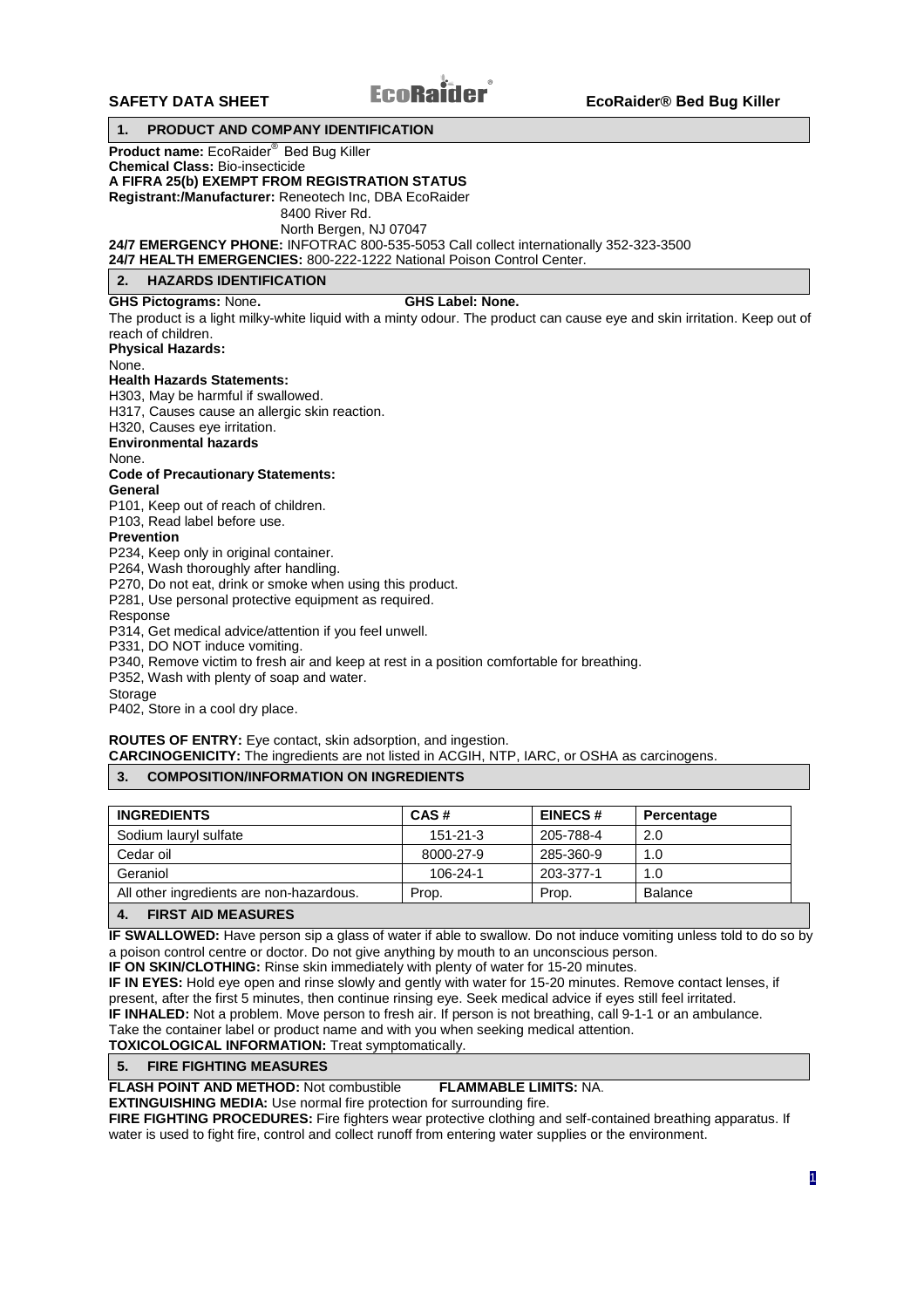**SAFETY DATA SHEET** EcoRaider® **EcoRaider® Bed Bug Killer**

## 1. PRODUCT AND COMPANY IDENTIFICATION

**Product name:** EcoRaider® Bed Bug Killer
**Chemical Class:** Bio-insecticide
**A FIFRA 25(b) EXEMPT FROM REGISTRATION STATUS**
**Registrant:/Manufacturer:** Reneotech Inc, DBA EcoRaider
8400 River Rd.
North Bergen, NJ 07047
**24/7 EMERGENCY PHONE:** INFOTRAC 800-535-5053 Call collect internationally 352-323-3500
**24/7 HEALTH EMERGENCIES:** 800-222-1222 National Poison Control Center.

## 2. HAZARDS IDENTIFICATION

**GHS Pictograms:** None**.** **GHS Label: None.**

The product is a light milky-white liquid with a minty odour. The product can cause eye and skin irritation. Keep out of reach of children.

**Physical Hazards:**
None.

**Health Hazards Statements:**
H303, May be harmful if swallowed.
H317, Causes cause an allergic skin reaction.
H320, Causes eye irritation.

**Environmental hazards**
None.

**Code of Precautionary Statements:**

**General**
P101, Keep out of reach of children.
P103, Read label before use.

**Prevention**
P234, Keep only in original container.
P264, Wash thoroughly after handling.
P270, Do not eat, drink or smoke when using this product.
P281, Use personal protective equipment as required.

Response
P314, Get medical advice/attention if you feel unwell.
P331, DO NOT induce vomiting.
P340, Remove victim to fresh air and keep at rest in a position comfortable for breathing.
P352, Wash with plenty of soap and water.

Storage
P402, Store in a cool dry place.

**ROUTES OF ENTRY:** Eye contact, skin adsorption, and ingestion.
**CARCINOGENICITY:** The ingredients are not listed in ACGIH, NTP, IARC, or OSHA as carcinogens.

## 3. COMPOSITION/INFORMATION ON INGREDIENTS

| INGREDIENTS | CAS # | EINECS # | Percentage |
|---|---|---|---|
| Sodium lauryl sulfate | 151-21-3 | 205-788-4 | 2.0 |
| Cedar oil | 8000-27-9 | 285-360-9 | 1.0 |
| Geraniol | 106-24-1 | 203-377-1 | 1.0 |
| All other ingredients are non-hazardous. | Prop. | Prop. | Balance |

## 4. FIRST AID MEASURES

**IF SWALLOWED:** Have person sip a glass of water if able to swallow. Do not induce vomiting unless told to do so by a poison control centre or doctor. Do not give anything by mouth to an unconscious person.
**IF ON SKIN/CLOTHING:** Rinse skin immediately with plenty of water for 15-20 minutes.
**IF IN EYES:** Hold eye open and rinse slowly and gently with water for 15-20 minutes. Remove contact lenses, if present, after the first 5 minutes, then continue rinsing eye. Seek medical advice if eyes still feel irritated.
**IF INHALED:** Not a problem. Move person to fresh air. If person is not breathing, call 9-1-1 or an ambulance.
Take the container label or product name and with you when seeking medical attention.
**TOXICOLOGICAL INFORMATION:** Treat symptomatically.

## 5. FIRE FIGHTING MEASURES

**FLASH POINT AND METHOD:** Not combustible **FLAMMABLE LIMITS:** NA.
**EXTINGUISHING MEDIA:** Use normal fire protection for surrounding fire.
**FIRE FIGHTING PROCEDURES:** Fire fighters wear protective clothing and self-contained breathing apparatus. If water is used to fight fire, control and collect runoff from entering water supplies or the environment.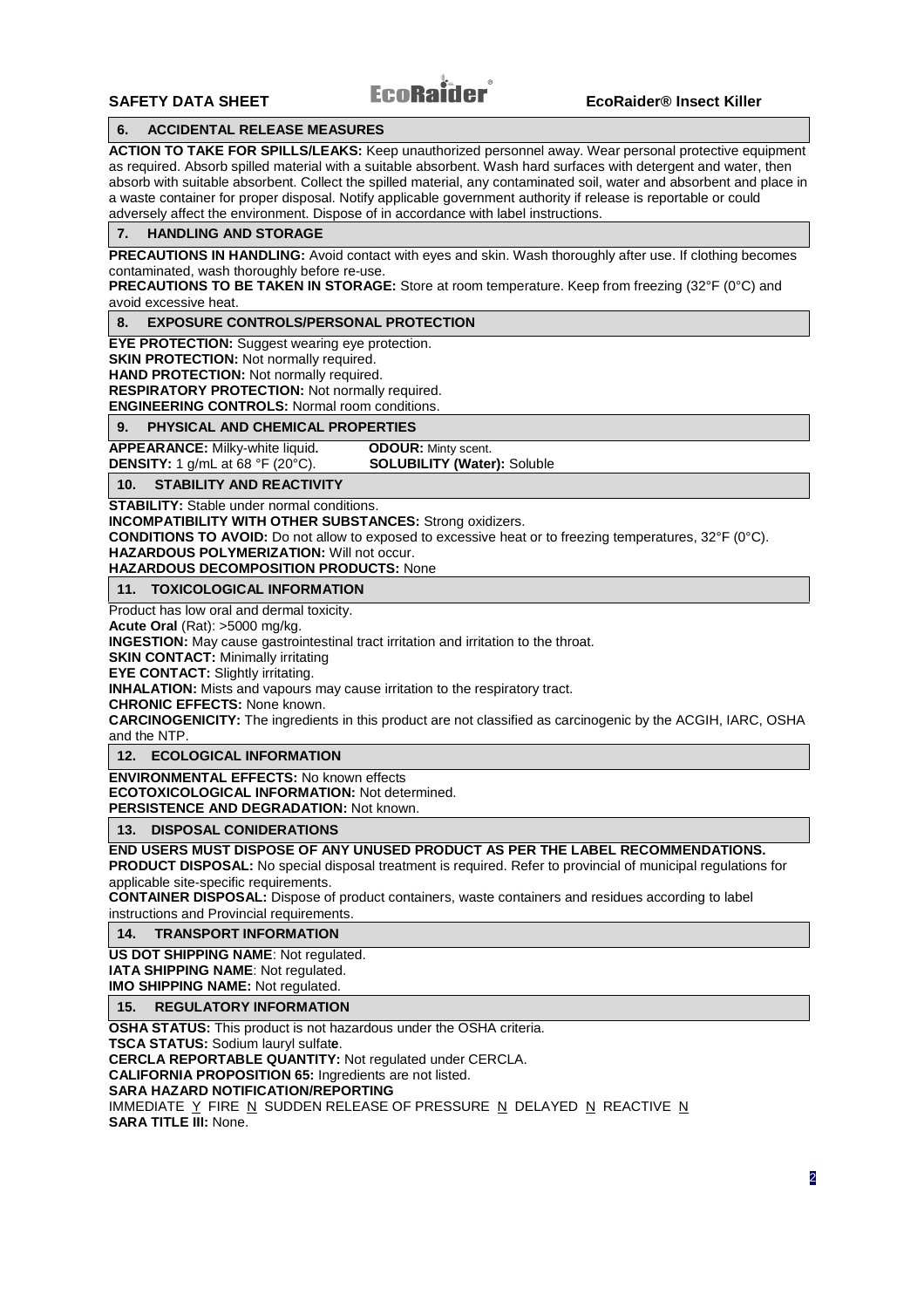## 6. ACCIDENTAL RELEASE MEASURES

**ACTION TO TAKE FOR SPILLS/LEAKS:** Keep unauthorized personnel away. Wear personal protective equipment as required. Absorb spilled material with a suitable absorbent. Wash hard surfaces with detergent and water, then absorb with suitable absorbent. Collect the spilled material, any contaminated soil, water and absorbent and place in a waste container for proper disposal. Notify applicable government authority if release is reportable or could adversely affect the environment. Dispose of in accordance with label instructions.

## 7. HANDLING AND STORAGE

**PRECAUTIONS IN HANDLING:** Avoid contact with eyes and skin. Wash thoroughly after use. If clothing becomes contaminated, wash thoroughly before re-use.

**PRECAUTIONS TO BE TAKEN IN STORAGE:** Store at room temperature. Keep from freezing (32°F (0°C) and avoid excessive heat.

## 8. EXPOSURE CONTROLS/PERSONAL PROTECTION

**EYE PROTECTION:** Suggest wearing eye protection.
**SKIN PROTECTION:** Not normally required.
**HAND PROTECTION:** Not normally required.
**RESPIRATORY PROTECTION:** Not normally required.
**ENGINEERING CONTROLS:** Normal room conditions.

## 9. PHYSICAL AND CHEMICAL PROPERTIES

**APPEARANCE:** Milky-white liquid.
**ODOUR:** Minty scent.
**DENSITY:** 1 g/mL at 68 °F (20°C).
**SOLUBILITY (Water):** Soluble

## 10. STABILITY AND REACTIVITY

**STABILITY:** Stable under normal conditions.
**INCOMPATIBILITY WITH OTHER SUBSTANCES:** Strong oxidizers.
**CONDITIONS TO AVOID:** Do not allow to exposed to excessive heat or to freezing temperatures, 32°F (0°C).
**HAZARDOUS POLYMERIZATION:** Will not occur.
**HAZARDOUS DECOMPOSITION PRODUCTS:** None

## 11. TOXICOLOGICAL INFORMATION

Product has low oral and dermal toxicity.
**Acute Oral** (Rat): >5000 mg/kg.
**INGESTION:** May cause gastrointestinal tract irritation and irritation to the throat.
**SKIN CONTACT:** Minimally irritating
**EYE CONTACT:** Slightly irritating.
**INHALATION:** Mists and vapours may cause irritation to the respiratory tract.
**CHRONIC EFFECTS:** None known.
**CARCINOGENICITY:** The ingredients in this product are not classified as carcinogenic by the ACGIH, IARC, OSHA and the NTP.

## 12. ECOLOGICAL INFORMATION

**ENVIRONMENTAL EFFECTS:** No known effects
**ECOTOXICOLOGICAL INFORMATION:** Not determined.
**PERSISTENCE AND DEGRADATION:** Not known.

## 13. DISPOSAL CONIDERATIONS

**END USERS MUST DISPOSE OF ANY UNUSED PRODUCT AS PER THE LABEL RECOMMENDATIONS.**
**PRODUCT DISPOSAL:** No special disposal treatment is required. Refer to provincial of municipal regulations for applicable site-specific requirements.
**CONTAINER DISPOSAL:** Dispose of product containers, waste containers and residues according to label instructions and Provincial requirements.

## 14. TRANSPORT INFORMATION

**US DOT SHIPPING NAME**: Not regulated.
**IATA SHIPPING NAME**: Not regulated.
**IMO SHIPPING NAME:** Not regulated.

## 15. REGULATORY INFORMATION

**OSHA STATUS:** This product is not hazardous under the OSHA criteria.
**TSCA STATUS:** Sodium lauryl sulfate.
**CERCLA REPORTABLE QUANTITY:** Not regulated under CERCLA.
**CALIFORNIA PROPOSITION 65:** Ingredients are not listed.
**SARA HAZARD NOTIFICATION/REPORTING**
IMMEDIATE Y FIRE N SUDDEN RELEASE OF PRESSURE N DELAYED N REACTIVE N
**SARA TITLE III:** None.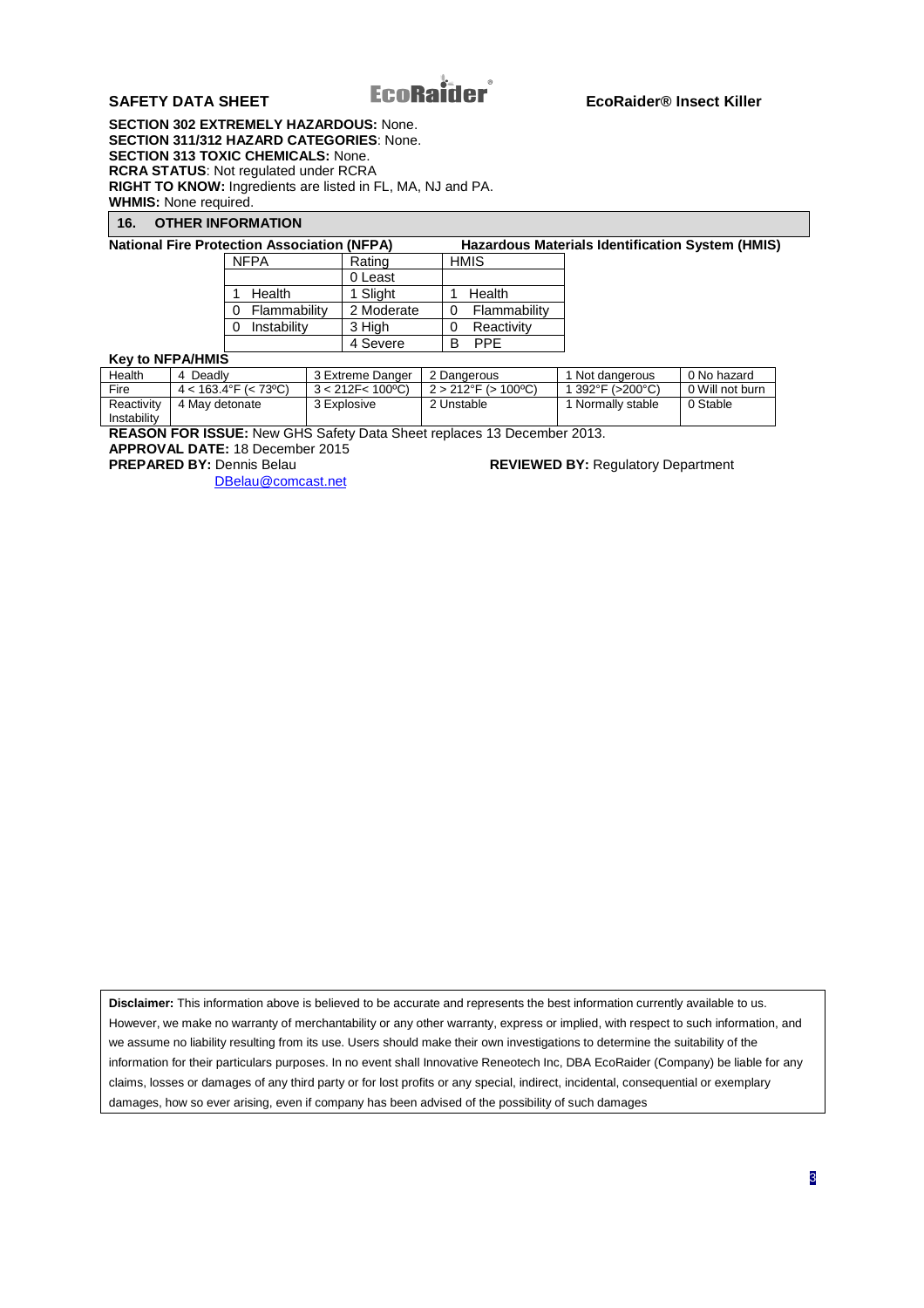**SECTION 302 EXTREMELY HAZARDOUS:** None.
**SECTION 311/312 HAZARD CATEGORIES**: None.
**SECTION 313 TOXIC CHEMICALS:** None.
**RCRA STATUS**: Not regulated under RCRA
**RIGHT TO KNOW:** Ingredients are listed in FL, MA, NJ and PA.
**WHMIS:** None required.

## 16. OTHER INFORMATION

**National Fire Protection Association (NFPA)** **Hazardous Materials Identification System (HMIS)**

| NFPA | Rating | HMIS |
|---|---|---|
| | 0 Least | |
| 1 Health | 1 Slight | 1 Health |
| 0 Flammability | 2 Moderate | 0 Flammability |
| 0 Instability | 3 High | 0 Reactivity |
| | 4 Severe | B PPE |

**Key to NFPA/HMIS**

| | | | | | |
|---|---|---|---|---|---|
| Health | 4 Deadly | 3 Extreme Danger | 2 Dangerous | 1 Not dangerous | 0 No hazard |
| Fire | 4 < 163.4°F (< 73ºC) | 3 < 212F< 100ºC) | 2 > 212°F (> 100ºC) | 1 392°F (>200°C) | 0 Will not burn |
| Reactivity Instability | 4 May detonate | 3 Explosive | 2 Unstable | 1 Normally stable | 0 Stable |

**REASON FOR ISSUE:** New GHS Safety Data Sheet replaces 13 December 2013.
**APPROVAL DATE:** 18 December 2015
**PREPARED BY:** Dennis Belau
DBelau@comcast.net
**REVIEWED BY:** Regulatory Department

**Disclaimer:** This information above is believed to be accurate and represents the best information currently available to us. However, we make no warranty of merchantability or any other warranty, express or implied, with respect to such information, and we assume no liability resulting from its use. Users should make their own investigations to determine the suitability of the information for their particulars purposes. In no event shall Innovative Reneotech Inc, DBA EcoRaider (Company) be liable for any claims, losses or damages of any third party or for lost profits or any special, indirect, incidental, consequential or exemplary damages, how so ever arising, even if company has been advised of the possibility of such damages